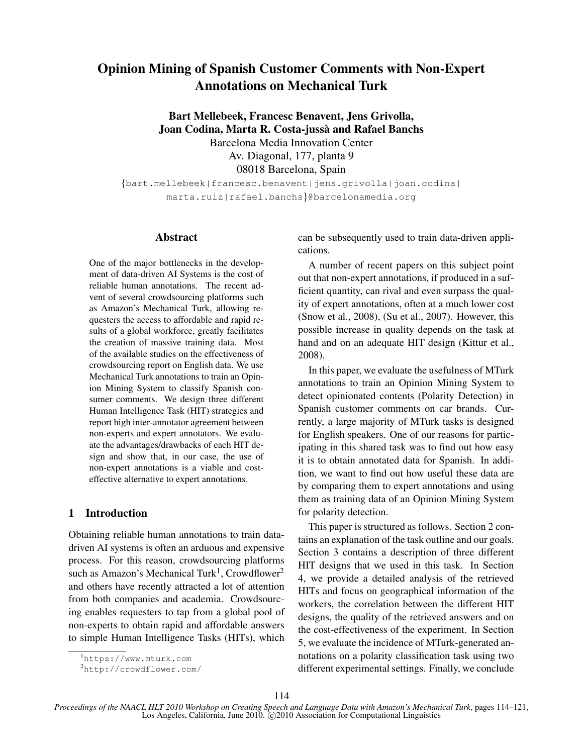# Opinion Mining of Spanish Customer Comments with Non-Expert Annotations on Mechanical Turk

**Bart Mellebeek, Francesc Benavent, Jens Grivolla, Joan Codina, Marta R. Costa-jussà and Rafael Banchs**

Barcelona Media Innovation Center
Av. Diagonal, 177, planta 9
08018 Barcelona, Spain

{bart.mellebeek|francesc.benavent|jens.grivolla|joan.codina|marta.ruiz|rafael.banchs}@barcelonamedia.org

## Abstract

One of the major bottlenecks in the development of data-driven AI Systems is the cost of reliable human annotations. The recent advent of several crowdsourcing platforms such as Amazon's Mechanical Turk, allowing requesters the access to affordable and rapid results of a global workforce, greatly facilitates the creation of massive training data. Most of the available studies on the effectiveness of crowdsourcing report on English data. We use Mechanical Turk annotations to train an Opinion Mining System to classify Spanish consumer comments. We design three different Human Intelligence Task (HIT) strategies and report high inter-annotator agreement between non-experts and expert annotators. We evaluate the advantages/drawbacks of each HIT design and show that, in our case, the use of non-expert annotations is a viable and cost-effective alternative to expert annotations.

## 1 Introduction

Obtaining reliable human annotations to train data-driven AI systems is often an arduous and expensive process. For this reason, crowdsourcing platforms such as Amazon's Mechanical Turk[1], Crowdflower[2] and others have recently attracted a lot of attention from both companies and academia. Crowdsourcing enables requesters to tap from a global pool of non-experts to obtain rapid and affordable answers to simple Human Intelligence Tasks (HITs), which can be subsequently used to train data-driven applications.

A number of recent papers on this subject point out that non-expert annotations, if produced in a sufficient quantity, can rival and even surpass the quality of expert annotations, often at a much lower cost (Snow et al., 2008), (Su et al., 2007). However, this possible increase in quality depends on the task at hand and on an adequate HIT design (Kittur et al., 2008).

In this paper, we evaluate the usefulness of MTurk annotations to train an Opinion Mining System to detect opinionated contents (Polarity Detection) in Spanish customer comments on car brands. Currently, a large majority of MTurk tasks is designed for English speakers. One of our reasons for participating in this shared task was to find out how easy it is to obtain annotated data for Spanish. In addition, we want to find out how useful these data are by comparing them to expert annotations and using them as training data of an Opinion Mining System for polarity detection.

This paper is structured as follows. Section 2 contains an explanation of the task outline and our goals. Section 3 contains a description of three different HIT designs that we used in this task. In Section 4, we provide a detailed analysis of the retrieved HITs and focus on geographical information of the workers, the correlation between the different HIT designs, the quality of the retrieved answers and on the cost-effectiveness of the experiment. In Section 5, we evaluate the incidence of MTurk-generated annotations on a polarity classification task using two different experimental settings. Finally, we conclude

[1] https://www.mturk.com
[2] http://crowdflower.com/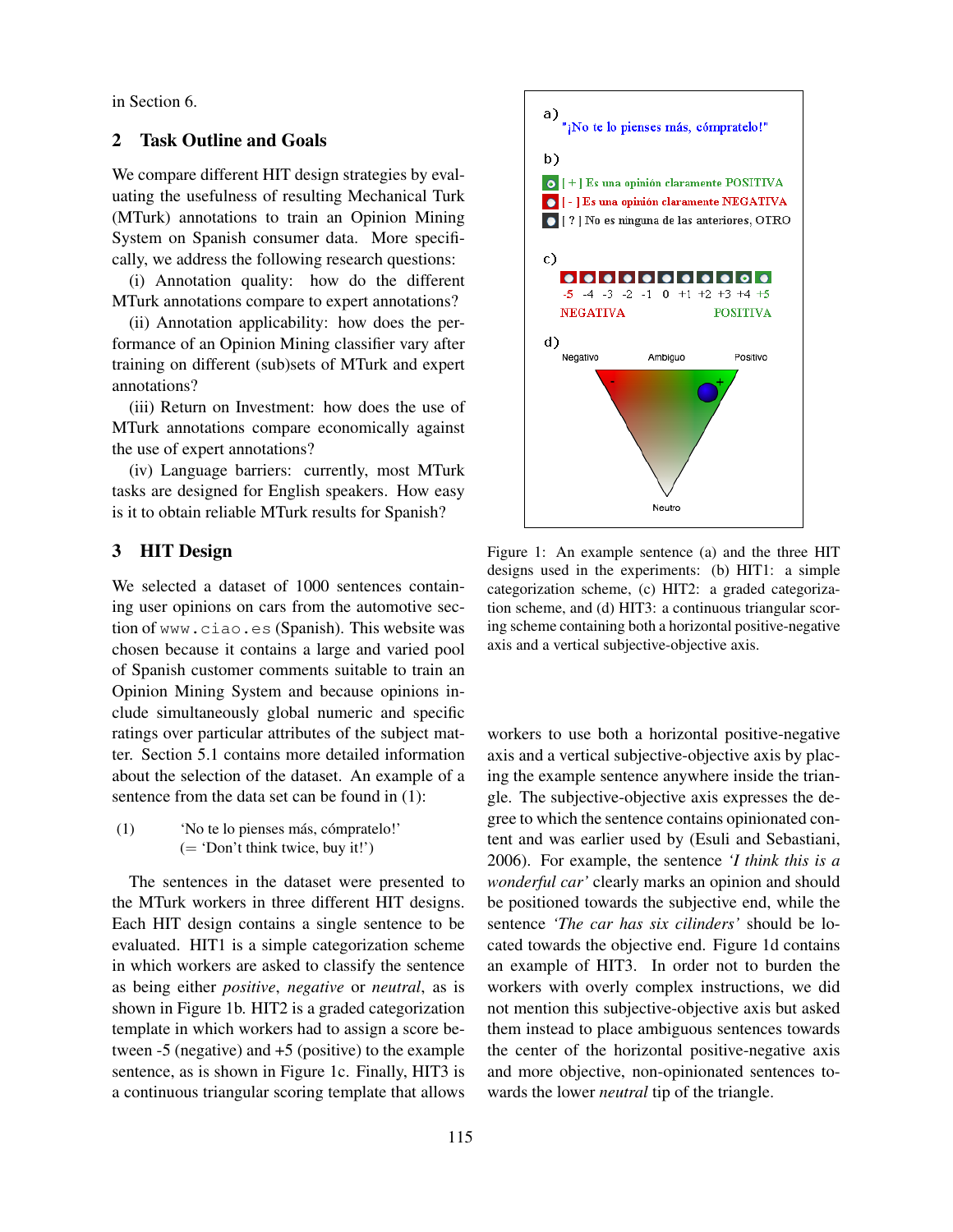in Section 6.

## 2 Task Outline and Goals

We compare different HIT design strategies by evaluating the usefulness of resulting Mechanical Turk (MTurk) annotations to train an Opinion Mining System on Spanish consumer data. More specifically, we address the following research questions:

(i) Annotation quality: how do the different MTurk annotations compare to expert annotations?

(ii) Annotation applicability: how does the performance of an Opinion Mining classifier vary after training on different (sub)sets of MTurk and expert annotations?

(iii) Return on Investment: how does the use of MTurk annotations compare economically against the use of expert annotations?

(iv) Language barriers: currently, most MTurk tasks are designed for English speakers. How easy is it to obtain reliable MTurk results for Spanish?

## 3 HIT Design

We selected a dataset of 1000 sentences containing user opinions on cars from the automotive section of `www.ciao.es` (Spanish). This website was chosen because it contains a large and varied pool of Spanish customer comments suitable to train an Opinion Mining System and because opinions include simultaneously global numeric and specific ratings over particular attributes of the subject matter. Section 5.1 contains more detailed information about the selection of the dataset. An example of a sentence from the data set can be found in (1):

(1) 'No te lo pienses más, cómpratelo!'
(= 'Don't think twice, buy it!')

a) "¡No te lo pienses más, cómpratelo!"

b)
[ + ] Es una opinión claramente POSITIVA
[ - ] Es una opinión claramente NEGATIVA
[ ? ] No es ninguna de las anteriores, OTRO

c)
-5 -4 -3 -2 -1 0 +1 +2 +3 +4 +5
NEGATIVA POSITIVA

d)
Negativo Ambiguo Positivo
Neutro

Figure 1: An example sentence (a) and the three HIT designs used in the experiments: (b) HIT1: a simple categorization scheme, (c) HIT2: a graded categorization scheme, and (d) HIT3: a continuous triangular scoring scheme containing both a horizontal positive-negative axis and a vertical subjective-objective axis.

The sentences in the dataset were presented to the MTurk workers in three different HIT designs. Each HIT design contains a single sentence to be evaluated. HIT1 is a simple categorization scheme in which workers are asked to classify the sentence as being either *positive*, *negative* or *neutral*, as is shown in Figure 1b. HIT2 is a graded categorization template in which workers had to assign a score between -5 (negative) and +5 (positive) to the example sentence, as is shown in Figure 1c. Finally, HIT3 is a continuous triangular scoring template that allows workers to use both a horizontal positive-negative axis and a vertical subjective-objective axis by placing the example sentence anywhere inside the triangle. The subjective-objective axis expresses the degree to which the sentence contains opinionated content and was earlier used by (Esuli and Sebastiani, 2006). For example, the sentence *'I think this is a wonderful car'* clearly marks an opinion and should be positioned towards the subjective end, while the sentence *'The car has six cilinders'* should be located towards the objective end. Figure 1d contains an example of HIT3. In order not to burden the workers with overly complex instructions, we did not mention this subjective-objective axis but asked them instead to place ambiguous sentences towards the center of the horizontal positive-negative axis and more objective, non-opinionated sentences towards the lower *neutral* tip of the triangle.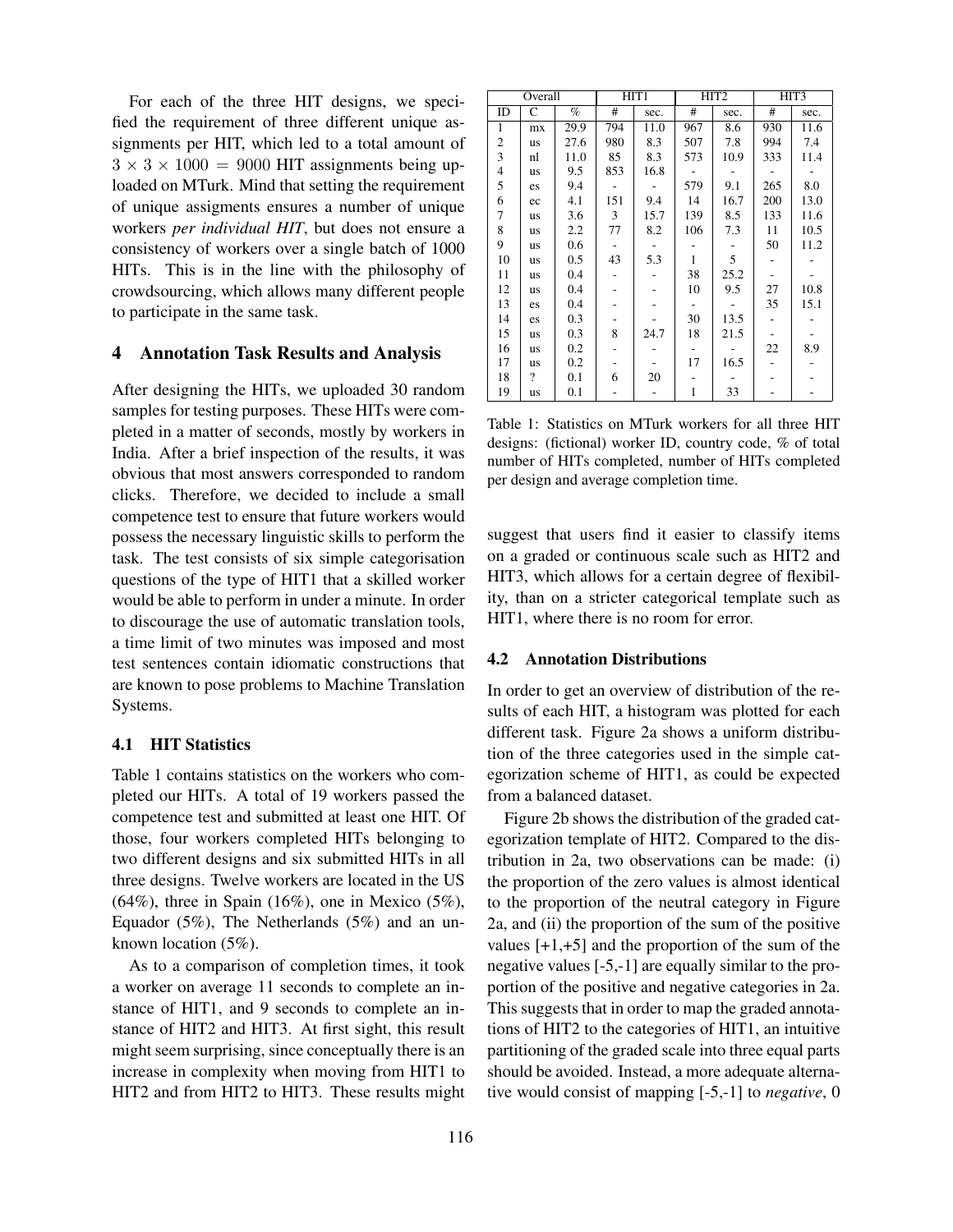For each of the three HIT designs, we specified the requirement of three different unique assignments per HIT, which led to a total amount of $3 \times 3 \times 1000 = 9000$ HIT assignments being uploaded on MTurk. Mind that setting the requirement of unique assigments ensures a number of unique workers *per individual HIT*, but does not ensure a consistency of workers over a single batch of 1000 HITs. This is in the line with the philosophy of crowdsourcing, which allows many different people to participate in the same task.

## 4 Annotation Task Results and Analysis

After designing the HITs, we uploaded 30 random samples for testing purposes. These HITs were completed in a matter of seconds, mostly by workers in India. After a brief inspection of the results, it was obvious that most answers corresponded to random clicks. Therefore, we decided to include a small competence test to ensure that future workers would possess the necessary linguistic skills to perform the task. The test consists of six simple categorisation questions of the type of HIT1 that a skilled worker would be able to perform in under a minute. In order to discourage the use of automatic translation tools, a time limit of two minutes was imposed and most test sentences contain idiomatic constructions that are known to pose problems to Machine Translation Systems.

### 4.1 HIT Statistics

Table 1 contains statistics on the workers who completed our HITs. A total of 19 workers passed the competence test and submitted at least one HIT. Of those, four workers completed HITs belonging to two different designs and six submitted HITs in all three designs. Twelve workers are located in the US (64%), three in Spain (16%), one in Mexico (5%), Equador (5%), The Netherlands (5%) and an unknown location (5%).

As to a comparison of completion times, it took a worker on average 11 seconds to complete an instance of HIT1, and 9 seconds to complete an instance of HIT2 and HIT3. At first sight, this result might seem surprising, since conceptually there is an increase in complexity when moving from HIT1 to HIT2 and from HIT2 to HIT3. These results might suggest that users find it easier to classify items on a graded or continuous scale such as HIT2 and HIT3, which allows for a certain degree of flexibility, than on a stricter categorical template such as HIT1, where there is no room for error.

| Overall | | | HIT1 | | HIT2 | | HIT3 | |
|---|---|---|---|---|---|---|---|---|
| ID | C | % | # | sec. | # | sec. | # | sec. |
| 1 | mx | 29.9 | 794 | 11.0 | 967 | 8.6 | 930 | 11.6 |
| 2 | us | 27.6 | 980 | 8.3 | 507 | 7.8 | 994 | 7.4 |
| 3 | nl | 11.0 | 85 | 8.3 | 573 | 10.9 | 333 | 11.4 |
| 4 | us | 9.5 | 853 | 16.8 | - | - | - | - |
| 5 | es | 9.4 | - | - | 579 | 9.1 | 265 | 8.0 |
| 6 | ec | 4.1 | 151 | 9.4 | 14 | 16.7 | 200 | 13.0 |
| 7 | us | 3.6 | 3 | 15.7 | 139 | 8.5 | 133 | 11.6 |
| 8 | us | 2.2 | 77 | 8.2 | 106 | 7.3 | 11 | 10.5 |
| 9 | us | 0.6 | - | - | - | - | 50 | 11.2 |
| 10 | us | 0.5 | 43 | 5.3 | 1 | 5 | - | - |
| 11 | us | 0.4 | - | - | 38 | 25.2 | - | - |
| 12 | us | 0.4 | - | - | 10 | 9.5 | 27 | 10.8 |
| 13 | es | 0.4 | - | - | - | - | 35 | 15.1 |
| 14 | es | 0.3 | - | - | 30 | 13.5 | - | - |
| 15 | us | 0.3 | 8 | 24.7 | 18 | 21.5 | - | - |
| 16 | us | 0.2 | - | - | - | - | 22 | 8.9 |
| 17 | us | 0.2 | - | - | 17 | 16.5 | - | - |
| 18 | ? | 0.1 | 6 | 20 | - | - | - | - |
| 19 | us | 0.1 | - | - | 1 | 33 | - | - |

Table 1: Statistics on MTurk workers for all three HIT designs: (fictional) worker ID, country code, % of total number of HITs completed, number of HITs completed per design and average completion time.

### 4.2 Annotation Distributions

In order to get an overview of distribution of the results of each HIT, a histogram was plotted for each different task. Figure 2a shows a uniform distribution of the three categories used in the simple categorization scheme of HIT1, as could be expected from a balanced dataset.

Figure 2b shows the distribution of the graded categorization template of HIT2. Compared to the distribution in 2a, two observations can be made: (i) the proportion of the zero values is almost identical to the proportion of the neutral category in Figure 2a, and (ii) the proportion of the sum of the positive values [+1,+5] and the proportion of the sum of the negative values [-5,-1] are equally similar to the proportion of the positive and negative categories in 2a. This suggests that in order to map the graded annotations of HIT2 to the categories of HIT1, an intuitive partitioning of the graded scale into three equal parts should be avoided. Instead, a more adequate alternative would consist of mapping [-5,-1] to *negative*, 0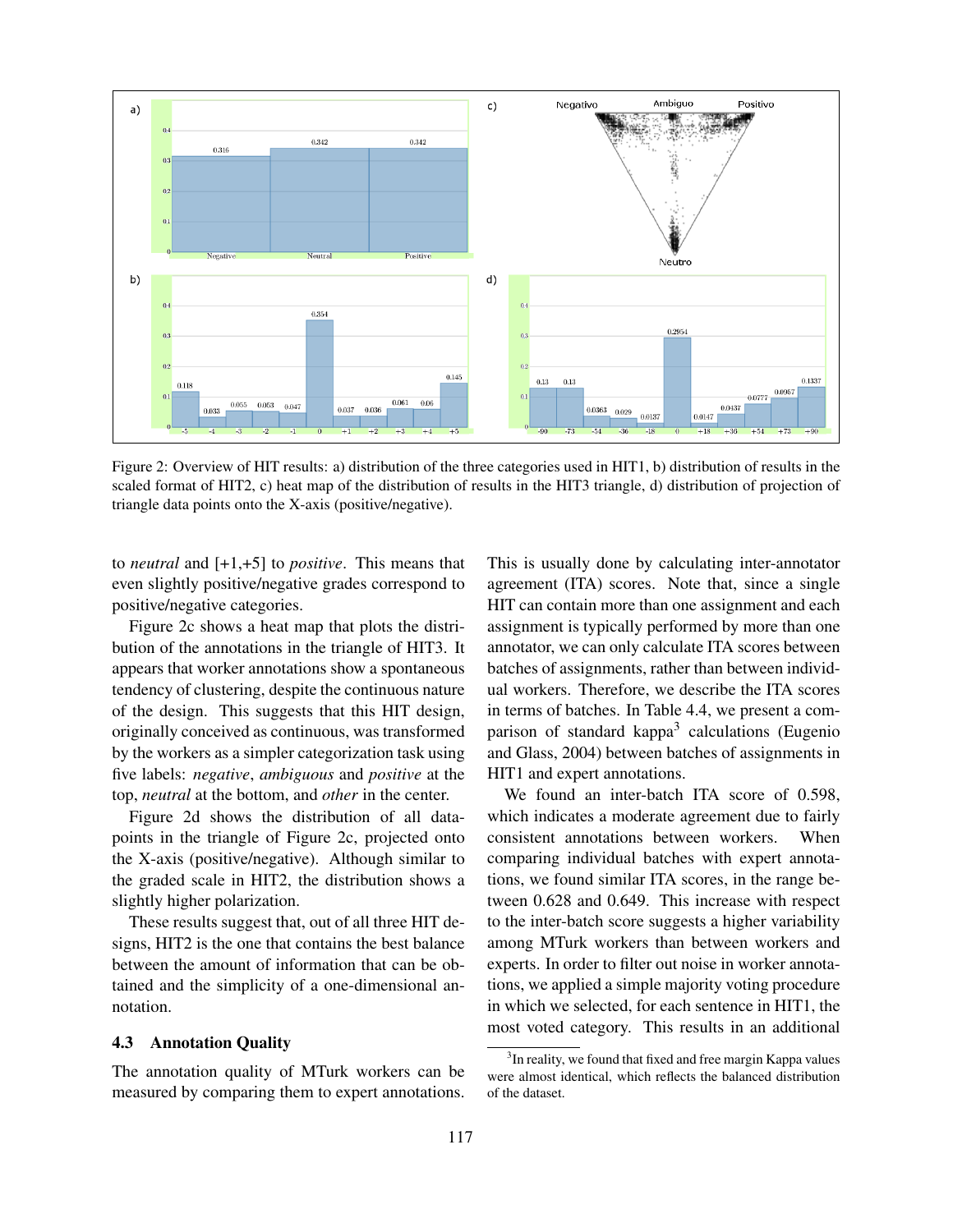Figure 2: Overview of HIT results: a) distribution of the three categories used in HIT1, b) distribution of results in the scaled format of HIT2, c) heat map of the distribution of results in the HIT3 triangle, d) distribution of projection of triangle data points onto the X-axis (positive/negative).

to *neutral* and [+1,+5] to *positive*. This means that even slightly positive/negative grades correspond to positive/negative categories.

Figure 2c shows a heat map that plots the distribution of the annotations in the triangle of HIT3. It appears that worker annotations show a spontaneous tendency of clustering, despite the continuous nature of the design. This suggests that this HIT design, originally conceived as continuous, was transformed by the workers as a simpler categorization task using five labels: *negative*, *ambiguous* and *positive* at the top, *neutral* at the bottom, and *other* in the center.

Figure 2d shows the distribution of all datapoints in the triangle of Figure 2c, projected onto the X-axis (positive/negative). Although similar to the graded scale in HIT2, the distribution shows a slightly higher polarization.

These results suggest that, out of all three HIT designs, HIT2 is the one that contains the best balance between the amount of information that can be obtained and the simplicity of a one-dimensional annotation.

### 4.3 Annotation Quality

The annotation quality of MTurk workers can be measured by comparing them to expert annotations. This is usually done by calculating inter-annotator agreement (ITA) scores. Note that, since a single HIT can contain more than one assignment and each assignment is typically performed by more than one annotator, we can only calculate ITA scores between batches of assignments, rather than between individual workers. Therefore, we describe the ITA scores in terms of batches. In Table 4.4, we present a comparison of standard kappa[3] calculations (Eugenio and Glass, 2004) between batches of assignments in HIT1 and expert annotations.

We found an inter-batch ITA score of 0.598, which indicates a moderate agreement due to fairly consistent annotations between workers. When comparing individual batches with expert annotations, we found similar ITA scores, in the range between 0.628 and 0.649. This increase with respect to the inter-batch score suggests a higher variability among MTurk workers than between workers and experts. In order to filter out noise in worker annotations, we applied a simple majority voting procedure in which we selected, for each sentence in HIT1, the most voted category. This results in an additional

[3]In reality, we found that fixed and free margin Kappa values were almost identical, which reflects the balanced distribution of the dataset.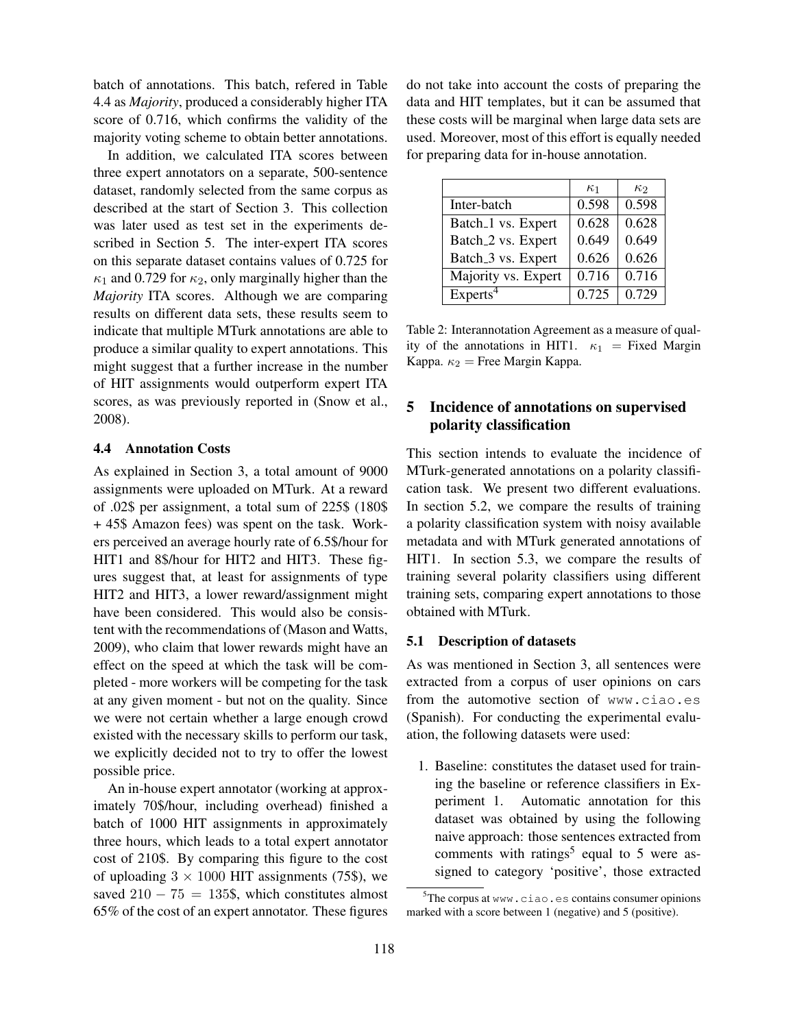batch of annotations. This batch, refered in Table 4.4 as *Majority*, produced a considerably higher ITA score of 0.716, which confirms the validity of the majority voting scheme to obtain better annotations.

In addition, we calculated ITA scores between three expert annotators on a separate, 500-sentence dataset, randomly selected from the same corpus as described at the start of Section 3. This collection was later used as test set in the experiments described in Section 5. The inter-expert ITA scores on this separate dataset contains values of 0.725 for $\kappa_1$ and 0.729 for $\kappa_2$, only marginally higher than the *Majority* ITA scores. Although we are comparing results on different data sets, these results seem to indicate that multiple MTurk annotations are able to produce a similar quality to expert annotations. This might suggest that a further increase in the number of HIT assignments would outperform expert ITA scores, as was previously reported in (Snow et al., 2008).

### 4.4 Annotation Costs

As explained in Section 3, a total amount of 9000 assignments were uploaded on MTurk. At a reward of .02$ per assignment, a total sum of 225$ (180$ + 45$ Amazon fees) was spent on the task. Workers perceived an average hourly rate of 6.5$/hour for HIT1 and 8$/hour for HIT2 and HIT3. These figures suggest that, at least for assignments of type HIT2 and HIT3, a lower reward/assignment might have been considered. This would also be consistent with the recommendations of (Mason and Watts, 2009), who claim that lower rewards might have an effect on the speed at which the task will be completed - more workers will be competing for the task at any given moment - but not on the quality. Since we were not certain whether a large enough crowd existed with the necessary skills to perform our task, we explicitly decided not to try to offer the lowest possible price.

An in-house expert annotator (working at approximately 70$/hour, including overhead) finished a batch of 1000 HIT assignments in approximately three hours, which leads to a total expert annotator cost of 210$. By comparing this figure to the cost of uploading $3 \times 1000$ HIT assignments (75$), we saved $210 - 75 = 135$$, which constitutes almost 65% of the cost of an expert annotator. These figures do not take into account the costs of preparing the data and HIT templates, but it can be assumed that these costs will be marginal when large data sets are used. Moreover, most of this effort is equally needed for preparing data for in-house annotation.

| | $\kappa_1$ | $\kappa_2$ |
|---|---|---|
| Inter-batch | 0.598 | 0.598 |
| Batch_1 vs. Expert | 0.628 | 0.628 |
| Batch_2 vs. Expert | 0.649 | 0.649 |
| Batch_3 vs. Expert | 0.626 | 0.626 |
| Majority vs. Expert | 0.716 | 0.716 |
| Experts[4] | 0.725 | 0.729 |

Table 2: Interannotation Agreement as a measure of quality of the annotations in HIT1. $\kappa_1$ = Fixed Margin Kappa. $\kappa_2$ = Free Margin Kappa.

## 5 Incidence of annotations on supervised polarity classification

This section intends to evaluate the incidence of MTurk-generated annotations on a polarity classification task. We present two different evaluations. In section 5.2, we compare the results of training a polarity classification system with noisy available metadata and with MTurk generated annotations of HIT1. In section 5.3, we compare the results of training several polarity classifiers using different training sets, comparing expert annotations to those obtained with MTurk.

### 5.1 Description of datasets

As was mentioned in Section 3, all sentences were extracted from a corpus of user opinions on cars from the automotive section of `www.ciao.es` (Spanish). For conducting the experimental evaluation, the following datasets were used:

1. Baseline: constitutes the dataset used for training the baseline or reference classifiers in Experiment 1. Automatic annotation for this dataset was obtained by using the following naive approach: those sentences extracted from comments with ratings[5] equal to 5 were assigned to category 'positive', those extracted

[5] The corpus at `www.ciao.es` contains consumer opinions marked with a score between 1 (negative) and 5 (positive).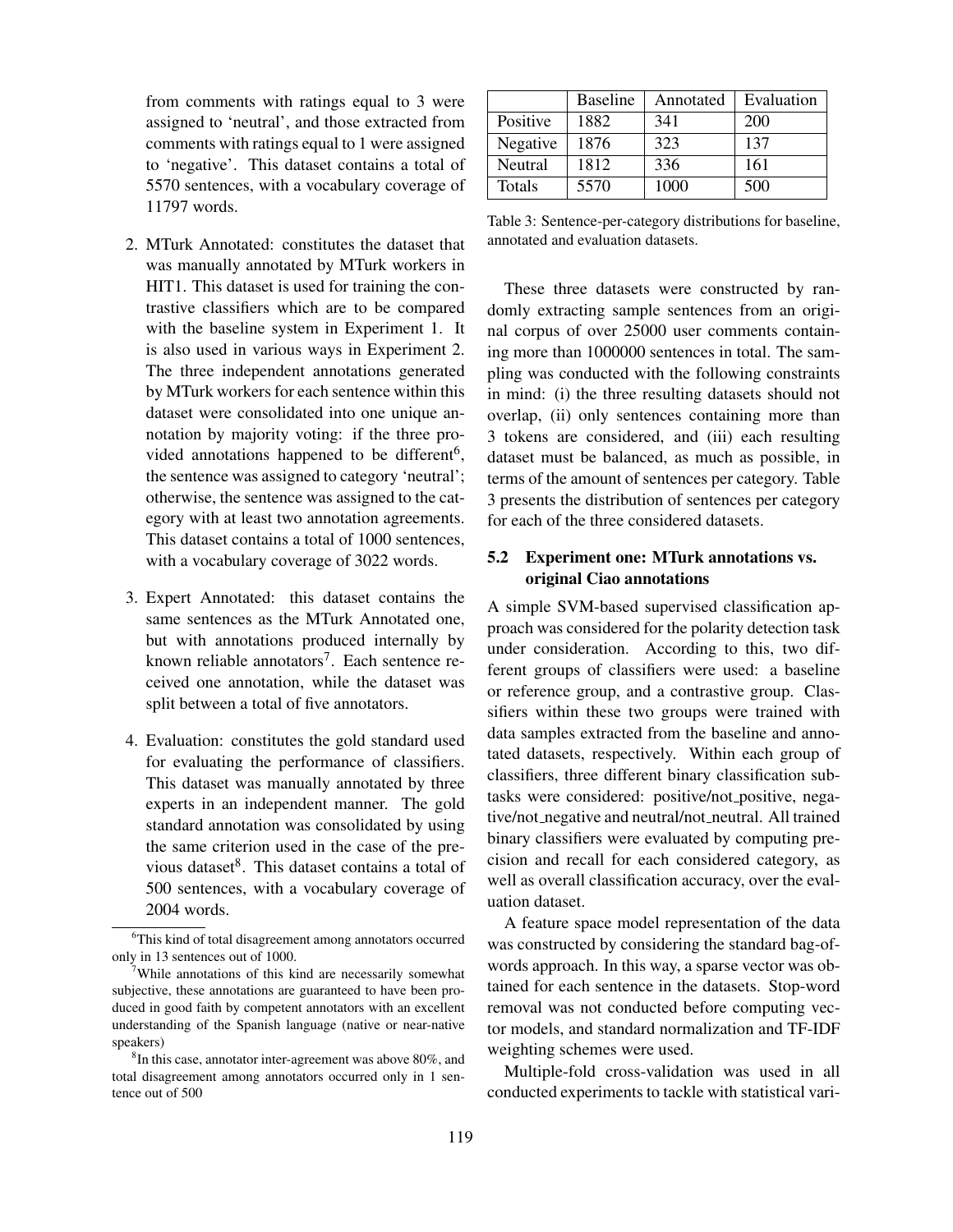from comments with ratings equal to 3 were assigned to 'neutral', and those extracted from comments with ratings equal to 1 were assigned to 'negative'. This dataset contains a total of 5570 sentences, with a vocabulary coverage of 11797 words.

2. MTurk Annotated: constitutes the dataset that was manually annotated by MTurk workers in HIT1. This dataset is used for training the contrastive classifiers which are to be compared with the baseline system in Experiment 1. It is also used in various ways in Experiment 2. The three independent annotations generated by MTurk workers for each sentence within this dataset were consolidated into one unique annotation by majority voting: if the three provided annotations happened to be different[6], the sentence was assigned to category 'neutral'; otherwise, the sentence was assigned to the category with at least two annotation agreements. This dataset contains a total of 1000 sentences, with a vocabulary coverage of 3022 words.

3. Expert Annotated: this dataset contains the same sentences as the MTurk Annotated one, but with annotations produced internally by known reliable annotators[7]. Each sentence received one annotation, while the dataset was split between a total of five annotators.

4. Evaluation: constitutes the gold standard used for evaluating the performance of classifiers. This dataset was manually annotated by three experts in an independent manner. The gold standard annotation was consolidated by using the same criterion used in the case of the previous dataset[8]. This dataset contains a total of 500 sentences, with a vocabulary coverage of 2004 words.

[6] This kind of total disagreement among annotators occurred only in 13 sentences out of 1000.

[7] While annotations of this kind are necessarily somewhat subjective, these annotations are guaranteed to have been produced in good faith by competent annotators with an excellent understanding of the Spanish language (native or near-native speakers)

[8] In this case, annotator inter-agreement was above 80%, and total disagreement among annotators occurred only in 1 sentence out of 500

| | Baseline | Annotated | Evaluation |
|---|---|---|---|
| Positive | 1882 | 341 | 200 |
| Negative | 1876 | 323 | 137 |
| Neutral | 1812 | 336 | 161 |
| Totals | 5570 | 1000 | 500 |

Table 3: Sentence-per-category distributions for baseline, annotated and evaluation datasets.

These three datasets were constructed by randomly extracting sample sentences from an original corpus of over 25000 user comments containing more than 1000000 sentences in total. The sampling was conducted with the following constraints in mind: (i) the three resulting datasets should not overlap, (ii) only sentences containing more than 3 tokens are considered, and (iii) each resulting dataset must be balanced, as much as possible, in terms of the amount of sentences per category. Table 3 presents the distribution of sentences per category for each of the three considered datasets.

### 5.2 Experiment one: MTurk annotations vs. original Ciao annotations

A simple SVM-based supervised classification approach was considered for the polarity detection task under consideration. According to this, two different groups of classifiers were used: a baseline or reference group, and a contrastive group. Classifiers within these two groups were trained with data samples extracted from the baseline and annotated datasets, respectively. Within each group of classifiers, three different binary classification subtasks were considered: positive/not_positive, negative/not_negative and neutral/not_neutral. All trained binary classifiers were evaluated by computing precision and recall for each considered category, as well as overall classification accuracy, over the evaluation dataset.

A feature space model representation of the data was constructed by considering the standard bag-of-words approach. In this way, a sparse vector was obtained for each sentence in the datasets. Stop-word removal was not conducted before computing vector models, and standard normalization and TF-IDF weighting schemes were used.

Multiple-fold cross-validation was used in all conducted experiments to tackle with statistical vari-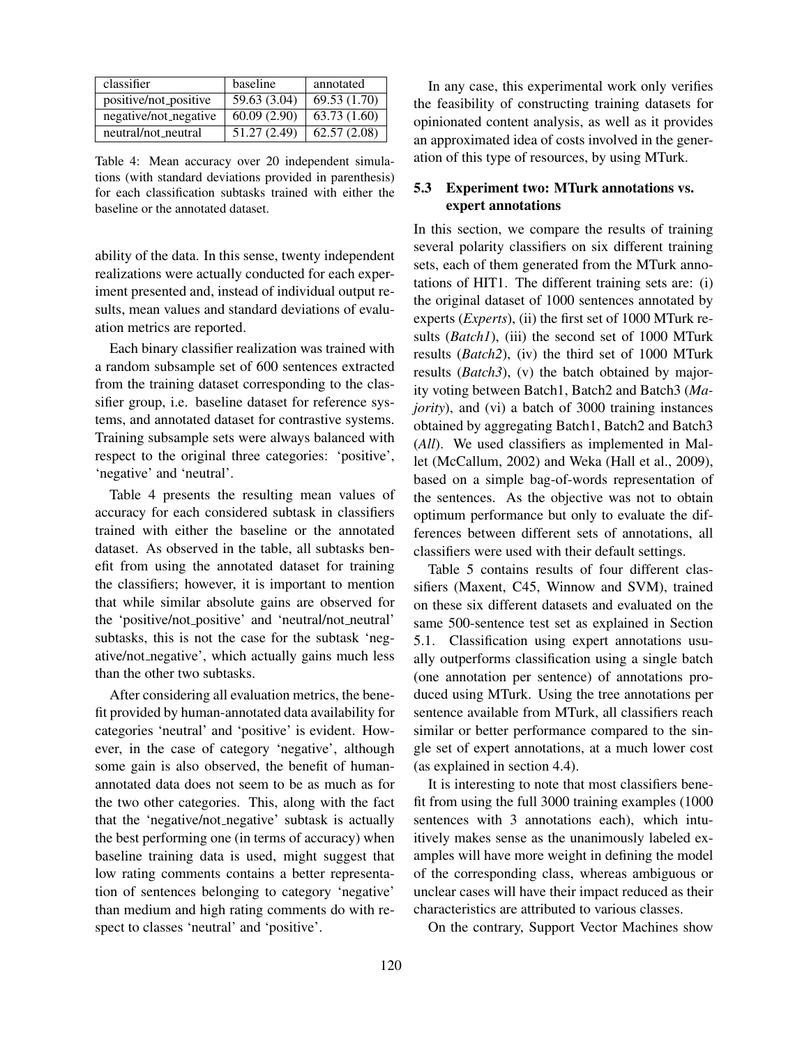| classifier | baseline | annotated |
|---|---|---|
| positive/not_positive | 59.63 (3.04) | 69.53 (1.70) |
| negative/not_negative | 60.09 (2.90) | 63.73 (1.60) |
| neutral/not_neutral | 51.27 (2.49) | 62.57 (2.08) |

Table 4: Mean accuracy over 20 independent simulations (with standard deviations provided in parenthesis) for each classification subtasks trained with either the baseline or the annotated dataset.

ability of the data. In this sense, twenty independent realizations were actually conducted for each experiment presented and, instead of individual output results, mean values and standard deviations of evaluation metrics are reported.

Each binary classifier realization was trained with a random subsample set of 600 sentences extracted from the training dataset corresponding to the classifier group, i.e. baseline dataset for reference systems, and annotated dataset for contrastive systems. Training subsample sets were always balanced with respect to the original three categories: 'positive', 'negative' and 'neutral'.

Table 4 presents the resulting mean values of accuracy for each considered subtask in classifiers trained with either the baseline or the annotated dataset. As observed in the table, all subtasks benefit from using the annotated dataset for training the classifiers; however, it is important to mention that while similar absolute gains are observed for the 'positive/not_positive' and 'neutral/not_neutral' subtasks, this is not the case for the subtask 'negative/not_negative', which actually gains much less than the other two subtasks.

After considering all evaluation metrics, the benefit provided by human-annotated data availability for categories 'neutral' and 'positive' is evident. However, in the case of category 'negative', although some gain is also observed, the benefit of human-annotated data does not seem to be as much as for the two other categories. This, along with the fact that the 'negative/not_negative' subtask is actually the best performing one (in terms of accuracy) when baseline training data is used, might suggest that low rating comments contains a better representation of sentences belonging to category 'negative' than medium and high rating comments do with respect to classes 'neutral' and 'positive'.

In any case, this experimental work only verifies the feasibility of constructing training datasets for opinionated content analysis, as well as it provides an approximated idea of costs involved in the generation of this type of resources, by using MTurk.

### 5.3 Experiment two: MTurk annotations vs. expert annotations

In this section, we compare the results of training several polarity classifiers on six different training sets, each of them generated from the MTurk annotations of HIT1. The different training sets are: (i) the original dataset of 1000 sentences annotated by experts (*Experts*), (ii) the first set of 1000 MTurk results (*Batch1*), (iii) the second set of 1000 MTurk results (*Batch2*), (iv) the third set of 1000 MTurk results (*Batch3*), (v) the batch obtained by majority voting between Batch1, Batch2 and Batch3 (*Majority*), and (vi) a batch of 3000 training instances obtained by aggregating Batch1, Batch2 and Batch3 (*All*). We used classifiers as implemented in Mallet (McCallum, 2002) and Weka (Hall et al., 2009), based on a simple bag-of-words representation of the sentences. As the objective was not to obtain optimum performance but only to evaluate the differences between different sets of annotations, all classifiers were used with their default settings.

Table 5 contains results of four different classifiers (Maxent, C45, Winnow and SVM), trained on these six different datasets and evaluated on the same 500-sentence test set as explained in Section 5.1. Classification using expert annotations usually outperforms classification using a single batch (one annotation per sentence) of annotations produced using MTurk. Using the tree annotations per sentence available from MTurk, all classifiers reach similar or better performance compared to the single set of expert annotations, at a much lower cost (as explained in section 4.4).

It is interesting to note that most classifiers benefit from using the full 3000 training examples (1000 sentences with 3 annotations each), which intuitively makes sense as the unanimously labeled examples will have more weight in defining the model of the corresponding class, whereas ambiguous or unclear cases will have their impact reduced as their characteristics are attributed to various classes.

On the contrary, Support Vector Machines show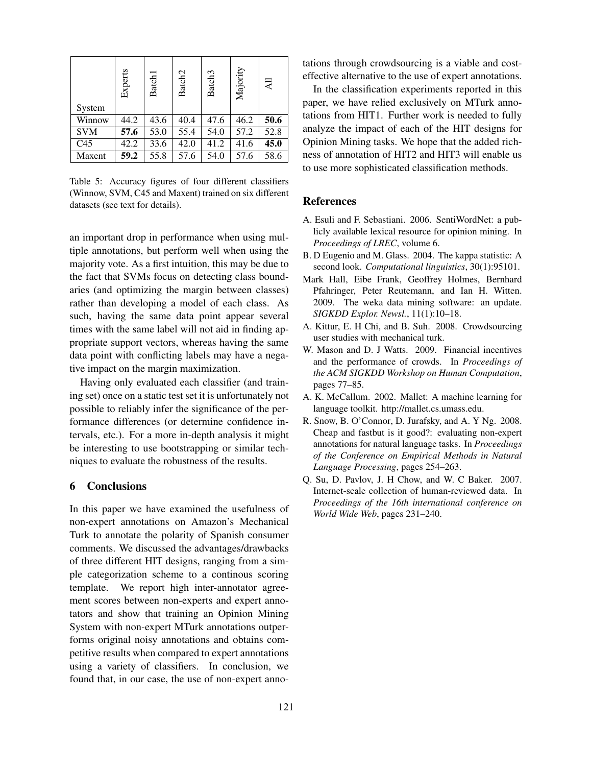| System | Experts | Batch1 | Batch2 | Batch3 | Majority | All |
|---|---|---|---|---|---|---|
| Winnow | 44.2 | 43.6 | 40.4 | 47.6 | 46.2 | **50.6** |
| SVM | **57.6** | 53.0 | 55.4 | 54.0 | 57.2 | 52.8 |
| C45 | 42.2 | 33.6 | 42.0 | 41.2 | 41.6 | **45.0** |
| Maxent | **59.2** | 55.8 | 57.6 | 54.0 | 57.6 | 58.6 |

Table 5: Accuracy figures of four different classifiers (Winnow, SVM, C45 and Maxent) trained on six different datasets (see text for details).

an important drop in performance when using multiple annotations, but perform well when using the majority vote. As a first intuition, this may be due to the fact that SVMs focus on detecting class boundaries (and optimizing the margin between classes) rather than developing a model of each class. As such, having the same data point appear several times with the same label will not aid in finding appropriate support vectors, whereas having the same data point with conflicting labels may have a negative impact on the margin maximization.

Having only evaluated each classifier (and training set) once on a static test set it is unfortunately not possible to reliably infer the significance of the performance differences (or determine confidence intervals, etc.). For a more in-depth analysis it might be interesting to use bootstrapping or similar techniques to evaluate the robustness of the results.

## 6 Conclusions

In this paper we have examined the usefulness of non-expert annotations on Amazon's Mechanical Turk to annotate the polarity of Spanish consumer comments. We discussed the advantages/drawbacks of three different HIT designs, ranging from a simple categorization scheme to a continous scoring template. We report high inter-annotator agreement scores between non-experts and expert annotators and show that training an Opinion Mining System with non-expert MTurk annotations outperforms original noisy annotations and obtains competitive results when compared to expert annotations using a variety of classifiers. In conclusion, we found that, in our case, the use of non-expert annotations through crowdsourcing is a viable and cost-effective alternative to the use of expert annotations.

In the classification experiments reported in this paper, we have relied exclusively on MTurk annotations from HIT1. Further work is needed to fully analyze the impact of each of the HIT designs for Opinion Mining tasks. We hope that the added richness of annotation of HIT2 and HIT3 will enable us to use more sophisticated classification methods.

## References

A. Esuli and F. Sebastiani. 2006. SentiWordNet: a publicly available lexical resource for opinion mining. In *Proceedings of LREC*, volume 6.

B. D Eugenio and M. Glass. 2004. The kappa statistic: A second look. *Computational linguistics*, 30(1):95101.

Mark Hall, Eibe Frank, Geoffrey Holmes, Bernhard Pfahringer, Peter Reutemann, and Ian H. Witten. 2009. The weka data mining software: an update. *SIGKDD Explor. Newsl.*, 11(1):10–18.

A. Kittur, E. H Chi, and B. Suh. 2008. Crowdsourcing user studies with mechanical turk.

W. Mason and D. J Watts. 2009. Financial incentives and the performance of crowds. In *Proceedings of the ACM SIGKDD Workshop on Human Computation*, pages 77–85.

A. K. McCallum. 2002. Mallet: A machine learning for language toolkit. http://mallet.cs.umass.edu.

R. Snow, B. O'Connor, D. Jurafsky, and A. Y Ng. 2008. Cheap and fastbut is it good?: evaluating non-expert annotations for natural language tasks. In *Proceedings of the Conference on Empirical Methods in Natural Language Processing*, pages 254–263.

Q. Su, D. Pavlov, J. H Chow, and W. C Baker. 2007. Internet-scale collection of human-reviewed data. In *Proceedings of the 16th international conference on World Wide Web*, pages 231–240.